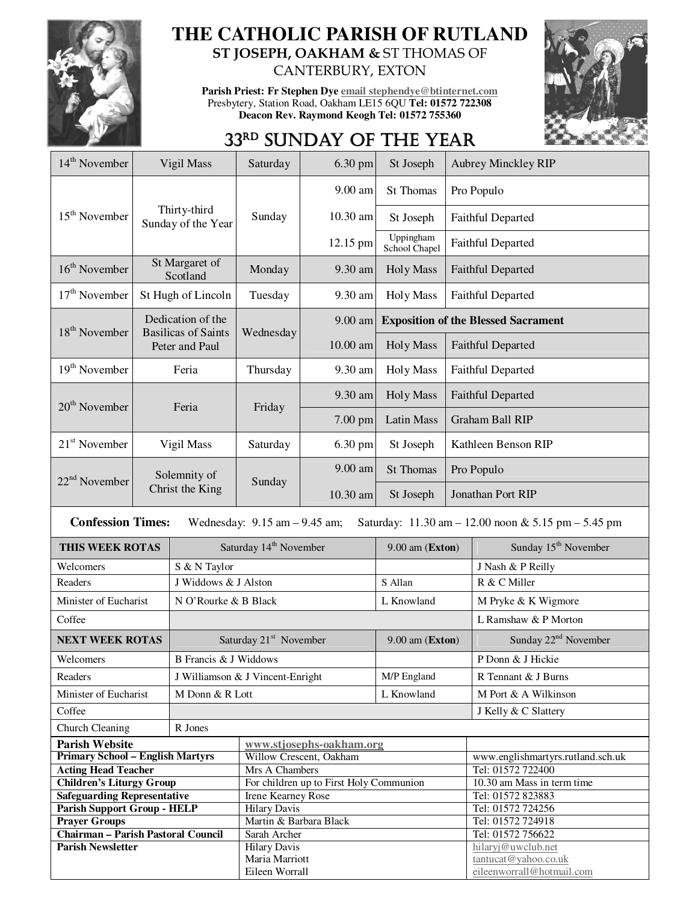# THE CATHOLIC PARISH OF RUTLAND

**ST JOSEPH, OAKHAM &** ST THOMAS OF CANTERBURY, EXTON

**Parish Priest: Fr Stephen Dye** email stephendye@btinternet.com
Presbytery, Station Road, Oakham LE15 6QU **Tel: 01572 722308**
**Deacon Rev. Raymond Keogh Tel: 01572 755360**

## 33RD SUNDAY OF THE YEAR

| Date | Occasion | Day | Time | Place | Intention |
|---|---|---|---|---|---|
| 14th November | Vigil Mass | Saturday | 6.30 pm | St Joseph | Aubrey Minckley RIP |
| 15th November | Thirty-third Sunday of the Year | Sunday | 9.00 am | St Thomas | Pro Populo |
| | | | 10.30 am | St Joseph | Faithful Departed |
| | | | 12.15 pm | Uppingham School Chapel | Faithful Departed |
| 16th November | St Margaret of Scotland | Monday | 9.30 am | Holy Mass | Faithful Departed |
| 17th November | St Hugh of Lincoln | Tuesday | 9.30 am | Holy Mass | Faithful Departed |
| 18th November | Dedication of the Basilicas of Saints Peter and Paul | Wednesday | 9.00 am | **Exposition of the Blessed Sacrament** | |
| | | | 10.00 am | Holy Mass | Faithful Departed |
| 19th November | Feria | Thursday | 9.30 am | Holy Mass | Faithful Departed |
| 20th November | Feria | Friday | 9.30 am | Holy Mass | Faithful Departed |
| | | | 7.00 pm | Latin Mass | Graham Ball RIP |
| 21st November | Vigil Mass | Saturday | 6.30 pm | St Joseph | Kathleen Benson RIP |
| 22nd November | Solemnity of Christ the King | Sunday | 9.00 am | St Thomas | Pro Populo |
| | | | 10.30 am | St Joseph | Jonathan Port RIP |

**Confession Times:** Wednesday: 9.15 am – 9.45 am; Saturday: 11.30 am – 12.00 noon & 5.15 pm – 5.45 pm

| THIS WEEK ROTAS | Saturday 14th November | 9.00 am (**Exton**) | Sunday 15th November |
|---|---|---|---|
| Welcomers | S & N Taylor | | J Nash & P Reilly |
| Readers | J Widdows & J Alston | S Allan | R & C Miller |
| Minister of Eucharist | N O'Rourke & B Black | L Knowland | M Pryke & K Wigmore |
| Coffee | | | L Ramshaw & P Morton |
| **NEXT WEEK ROTAS** | Saturday 21st November | 9.00 am (**Exton**) | Sunday 22nd November |
| Welcomers | B Francis & J Widdows | | P Donn & J Hickie |
| Readers | J Williamson & J Vincent-Enright | M/P England | R Tennant & J Burns |
| Minister of Eucharist | M Donn & R Lott | L Knowland | M Port & A Wilkinson |
| Coffee | | | J Kelly & C Slattery |
| Church Cleaning | R Jones | | |

| | | |
|---|---|---|
| **Parish Website** | www.stjosephs-oakham.org | |
| **Primary School – English Martyrs** | Willow Crescent, Oakham | www.englishmartyrs.rutland.sch.uk |
| **Acting Head Teacher** | Mrs A Chambers | Tel: 01572 722400 |
| **Children's Liturgy Group** | For children up to First Holy Communion | 10.30 am Mass in term time |
| **Safeguarding Representative** | Irene Kearney Rose | Tel: 01572 823883 |
| **Parish Support Group - HELP** | Hilary Davis | Tel: 01572 724256 |
| **Prayer Groups** | Martin & Barbara Black | Tel: 01572 724918 |
| **Chairman – Parish Pastoral Council** | Sarah Archer | Tel: 01572 756622 |
| **Parish Newsletter** | Hilary Davis<br>Maria Marriott<br>Eileen Worrall | hilaryj@uwclub.net<br>tantucat@yahoo.co.uk<br>eileenworrall@hotmail.com |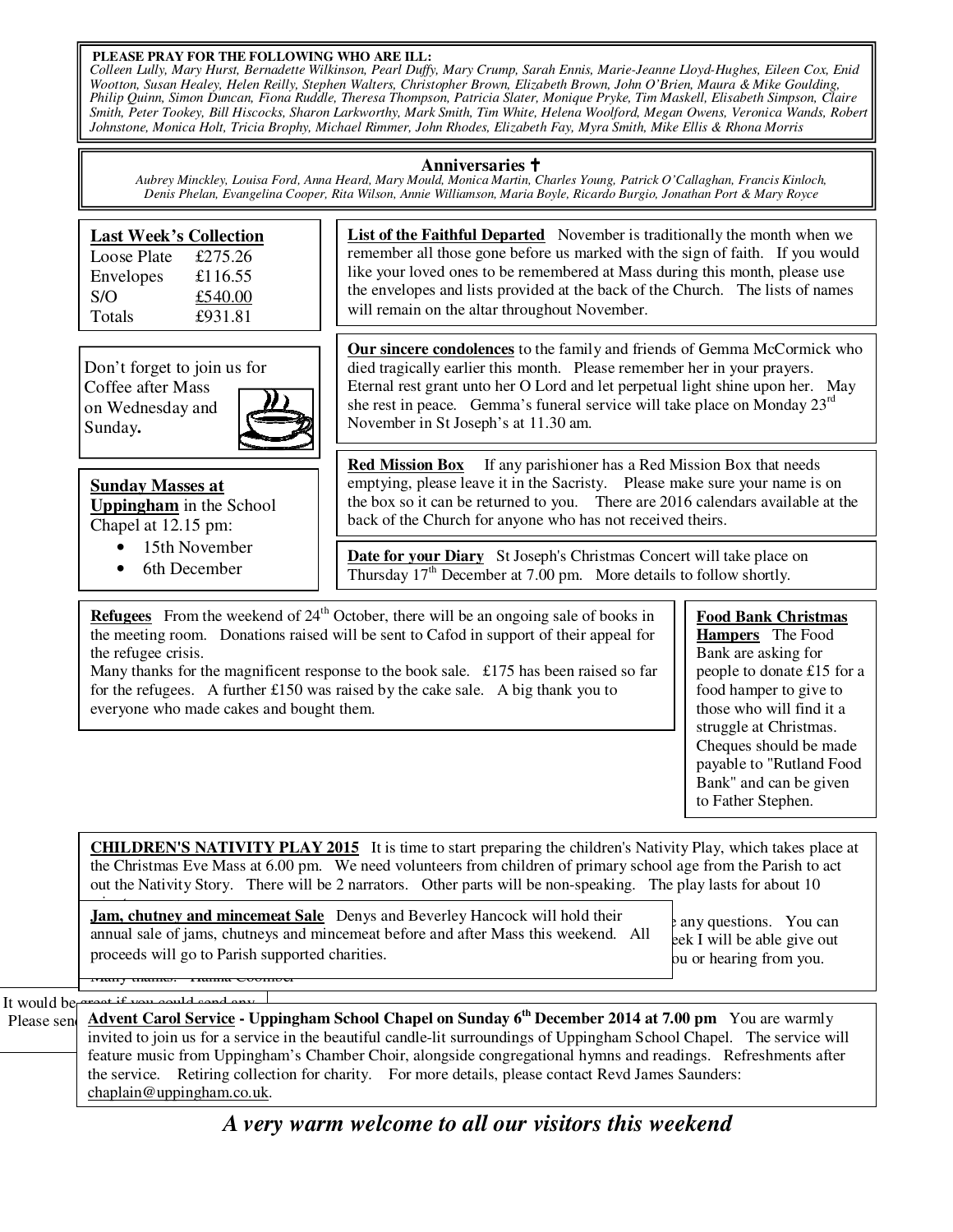**PLEASE PRAY FOR THE FOLLOWING WHO ARE ILL:**
*Colleen Lully, Mary Hurst, Bernadette Wilkinson, Pearl Duffy, Mary Crump, Sarah Ennis, Marie-Jeanne Lloyd-Hughes, Eileen Cox, Enid Wootton, Susan Healey, Helen Reilly, Stephen Walters, Christopher Brown, Elizabeth Brown, John O'Brien, Maura & Mike Goulding, Philip Quinn, Simon Duncan, Fiona Ruddle, Theresa Thompson, Patricia Slater, Monique Pryke, Tim Maskell, Elisabeth Simpson, Claire Smith, Peter Tookey, Bill Hiscocks, Sharon Larkworthy, Mark Smith, Tim White, Helena Woolford, Megan Owens, Veronica Wands, Robert Johnstone, Monica Holt, Tricia Brophy, Michael Rimmer, John Rhodes, Elizabeth Fay, Myra Smith, Mike Ellis & Rhona Morris*

**Anniversaries ✝**
*Aubrey Minckley, Louisa Ford, Anna Heard, Mary Mould, Monica Martin, Charles Young, Patrick O'Callaghan, Francis Kinloch, Denis Phelan, Evangelina Cooper, Rita Wilson, Annie Williamson, Maria Boyle, Ricardo Burgio, Jonathan Port & Mary Royce*

**Last Week's Collection**

| | |
|---|---|
| Loose Plate | £275.26 |
| Envelopes | £116.55 |
| S/O | £540.00 |
| Totals | £931.81 |

Don't forget to join us for Coffee after Mass on Wednesday and Sunday**.**

**Sunday Masses at Uppingham** in the School Chapel at 12.15 pm:

- 15th November
- 6th December

**List of the Faithful Departed** November is traditionally the month when we remember all those gone before us marked with the sign of faith. If you would like your loved ones to be remembered at Mass during this month, please use the envelopes and lists provided at the back of the Church. The lists of names will remain on the altar throughout November.

**Our sincere condolences** to the family and friends of Gemma McCormick who died tragically earlier this month. Please remember her in your prayers. Eternal rest grant unto her O Lord and let perpetual light shine upon her. May she rest in peace. Gemma's funeral service will take place on Monday 23rd November in St Joseph's at 11.30 am.

**Red Mission Box** If any parishioner has a Red Mission Box that needs emptying, please leave it in the Sacristy. Please make sure your name is on the box so it can be returned to you. There are 2016 calendars available at the back of the Church for anyone who has not received theirs.

**Date for your Diary** St Joseph's Christmas Concert will take place on Thursday 17th December at 7.00 pm. More details to follow shortly.

**Refugees** From the weekend of 24th October, there will be an ongoing sale of books in the meeting room. Donations raised will be sent to Cafod in support of their appeal for the refugee crisis.
Many thanks for the magnificent response to the book sale. £175 has been raised so far for the refugees. A further £150 was raised by the cake sale. A big thank you to everyone who made cakes and bought them.

**Food Bank Christmas Hampers** The Food Bank are asking for people to donate £15 for a food hamper to give to those who will find it a struggle at Christmas. Cheques should be made payable to "Rutland Food Bank" and can be given to Father Stephen.

**CHILDREN'S NATIVITY PLAY 2015** It is time to start preparing the children's Nativity Play, which takes place at the Christmas Eve Mass at 6.00 pm. We need volunteers from children of primary school age from the Parish to act out the Nativity Story. There will be 2 narrators. Other parts will be non-speaking. The play lasts for about 10 ... any questions. You can ... eek I will be able give out ... ou or hearing from you.
Many thanks. Hanna Coomber

**Jam, chutney and mincemeat Sale** Denys and Beverley Hancock will hold their annual sale of jams, chutneys and mincemeat before and after Mass this weekend. All proceeds will go to Parish supported charities.

It would be great if you could send any ... Please sen...

**Advent Carol Service - Uppingham School Chapel on Sunday 6th December 2014 at 7.00 pm** You are warmly invited to join us for a service in the beautiful candle-lit surroundings of Uppingham School Chapel. The service will feature music from Uppingham's Chamber Choir, alongside congregational hymns and readings. Refreshments after the service. Retiring collection for charity. For more details, please contact Revd James Saunders: chaplain@uppingham.co.uk.

***A very warm welcome to all our visitors this weekend***